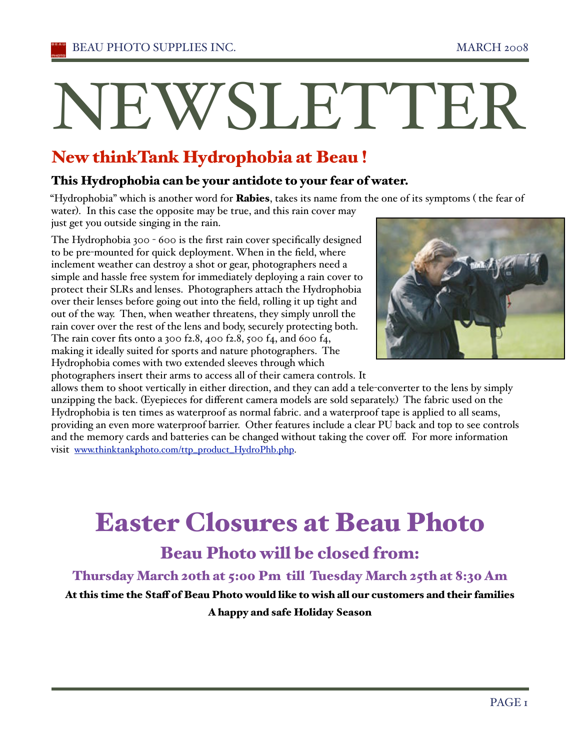# NEWSLETTER

## New thinkTank Hydrophobia at Beau !

### This Hydrophobia can be your antidote to your fear of water.

"Hydrophobia" which is another word for **Rabies**, takes its name from the one of its symptoms ( the fear of water). In this case the opposite may be true, and this rain cover may just get you outside singing in the rain.

The Hydrophobia 300 - 600 is the first rain cover specifically designed to be pre-mounted for quick deployment. When in the field, where inclement weather can destroy a shot or gear, photographers need a simple and hassle free system for immediately deploying a rain cover to protect their SLRs and lenses. Photographers attach the Hydrophobia over their lenses before going out into the field, rolling it up tight and out of the way. Then, when weather threatens, they simply unroll the rain cover over the rest of the lens and body, securely protecting both. The rain cover fits onto a 300 f2.8, 400 f2.8, 500 f4, and 600 f4, making it ideally suited for sports and nature photographers. The Hydrophobia comes with two extended sleeves through which photographers insert their arms to access all of their camera controls. It allows them to shoot vertically in either direction, and they can add a tele-converter to the lens by simply unzipping the back. (Eyepieces for different camera models are sold separately.) The fabric used on the Hydrophobia is ten times as waterproof as normal fabric. and a waterproof tape is applied to all seams, providing an even more waterproof barrier. Other features include a clear PU back and top to see controls and the memory cards and batteries can be changed without taking the cover off. For more information visit www.thinktankphoto.com/ttp_product_HydroPhb.php.

# Easter Closures at Beau Photo

## Beau Photo will be closed from:

### Thursday March 20th at 5:00 Pm till Tuesday March 25th at 8:30 Am

**At this time the Staff of Beau Photo would like to wish all our customers and their families**

**A happy and safe Holiday Season**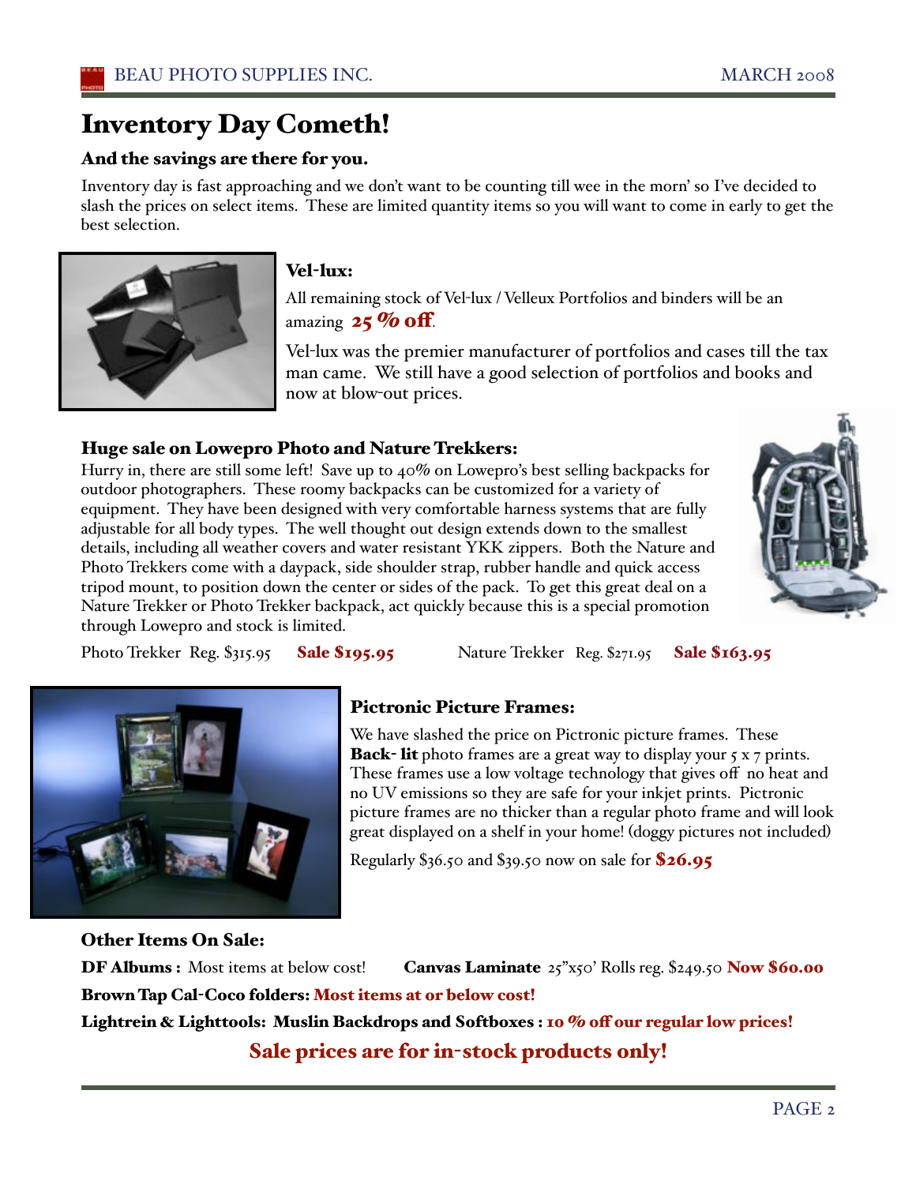# Inventory Day Cometh!

### And the savings are there for you.

Inventory day is fast approaching and we don't want to be counting till wee in the morn' so I've decided to slash the prices on select items. These are limited quantity items so you will want to come in early to get the best selection.

### Vel-lux:

All remaining stock of Vel-lux / Velleux Portfolios and binders will be an amazing **25 % off**.

Vel-lux was the premier manufacturer of portfolios and cases till the tax man came. We still have a good selection of portfolios and books and now at blow-out prices.

### Huge sale on Lowepro Photo and Nature Trekkers:

Hurry in, there are still some left! Save up to 40% on Lowepro's best selling backpacks for outdoor photographers. These roomy backpacks can be customized for a variety of equipment. They have been designed with very comfortable harness systems that are fully adjustable for all body types. The well thought out design extends down to the smallest details, including all weather covers and water resistant YKK zippers. Both the Nature and Photo Trekkers come with a daypack, side shoulder strap, rubber handle and quick access tripod mount, to position down the center or sides of the pack. To get this great deal on a Nature Trekker or Photo Trekker backpack, act quickly because this is a special promotion through Lowepro and stock is limited.

Photo Trekker Reg. $315.95 **Sale $195.95** Nature Trekker Reg. $271.95 **Sale $163.95**

### Pictronic Picture Frames:

We have slashed the price on Pictronic picture frames. These **Back- lit** photo frames are a great way to display your 5 x 7 prints. These frames use a low voltage technology that gives off no heat and no UV emissions so they are safe for your inkjet prints. Pictronic picture frames are no thicker than a regular photo frame and will look great displayed on a shelf in your home! (doggy pictures not included)

Regularly $36.50 and $39.50 now on sale for **$26.95**

### Other Items On Sale:

**DF Albums :** Most items at below cost!

**Canvas Laminate** 25"x50' Rolls reg. $249.50 **Now $60.00**

**Brown Tap Cal-Coco folders: Most items at or below cost!**

**Lightrein & Lighttools: Muslin Backdrops and Softboxes : 10 % off our regular low prices!**

**Sale prices are for in-stock products only!**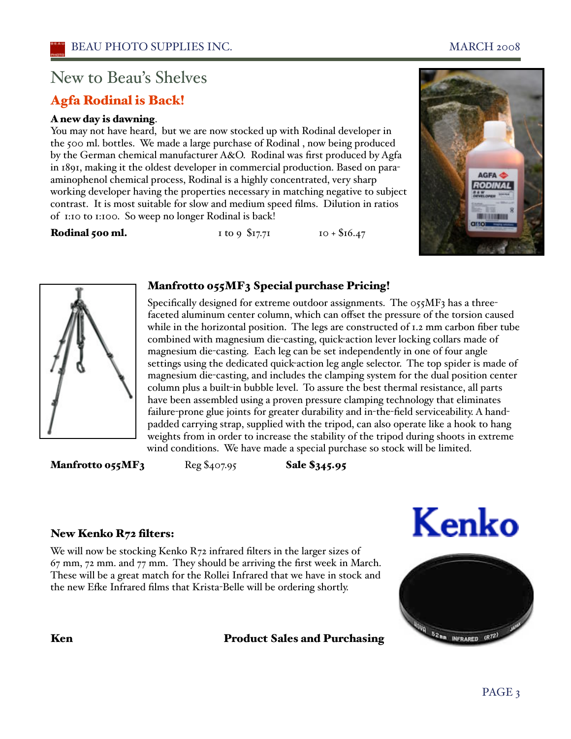# New to Beau's Shelves

## Agfa Rodinal is Back!

**A new day is dawning**.

You may not have heard, but we are now stocked up with Rodinal developer in the 500 ml. bottles. We made a large purchase of Rodinal , now being produced by the German chemical manufacturer A&O. Rodinal was first produced by Agfa in 1891, making it the oldest developer in commercial production. Based on para-aminophenol chemical process, Rodinal is a highly concentrated, very sharp working developer having the properties necessary in matching negative to subject contrast. It is most suitable for slow and medium speed films. Dilution in ratios of 1:10 to 1:100. So weep no longer Rodinal is back!

**Rodinal 500 ml.** 1 to 9 $17.71 10 + $16.47

### Manfrotto 055MF3 Special purchase Pricing!

Specifically designed for extreme outdoor assignments. The 055MF3 has a three-faceted aluminum center column, which can offset the pressure of the torsion caused while in the horizontal position. The legs are constructed of 1.2 mm carbon fiber tube combined with magnesium die-casting, quick-action lever locking collars made of magnesium die-casting. Each leg can be set independently in one of four angle settings using the dedicated quick-action leg angle selector. The top spider is made of magnesium die-casting, and includes the clamping system for the dual position center column plus a built-in bubble level. To assure the best thermal resistance, all parts have been assembled using a proven pressure clamping technology that eliminates failure-prone glue joints for greater durability and in-the-field serviceability. A hand-padded carrying strap, supplied with the tripod, can also operate like a hook to hang weights from in order to increase the stability of the tripod during shoots in extreme wind conditions. We have made a special purchase so stock will be limited.

**Manfrotto 055MF3** Reg $407.95 **Sale $345.95**

### New Kenko R72 filters:

We will now be stocking Kenko R72 infrared filters in the larger sizes of 67 mm, 72 mm. and 77 mm. They should be arriving the first week in March. These will be a great match for the Rollei Infrared that we have in stock and the new Efke Infrared films that Krista-Belle will be ordering shortly.

**Ken** **Product Sales and Purchasing**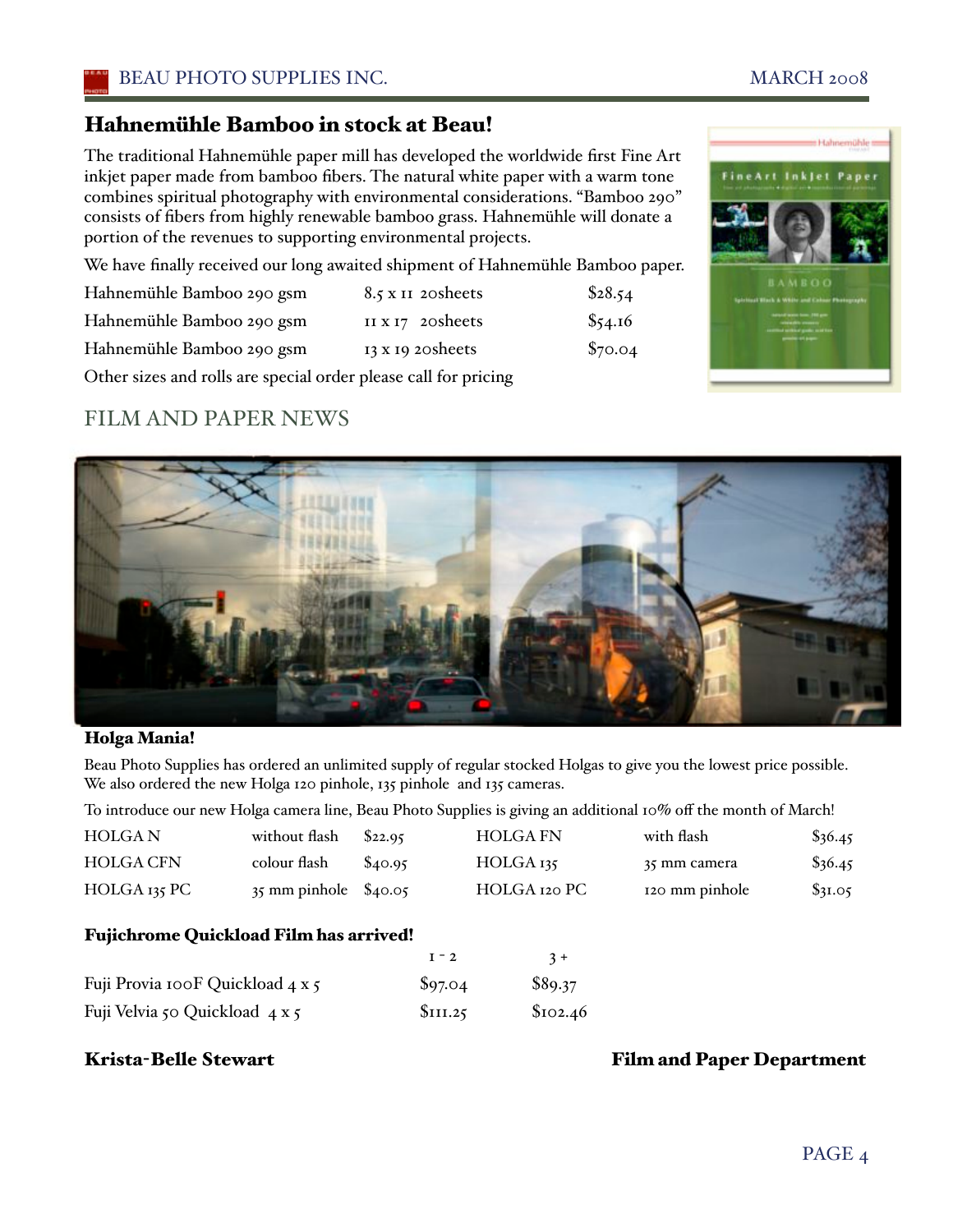## Hahnemühle Bamboo in stock at Beau!

The traditional Hahnemühle paper mill has developed the worldwide first Fine Art inkjet paper made from bamboo fibers. The natural white paper with a warm tone combines spiritual photography with environmental considerations. "Bamboo 290" consists of fibers from highly renewable bamboo grass. Hahnemühle will donate a portion of the revenues to supporting environmental projects.

We have finally received our long awaited shipment of Hahnemühle Bamboo paper.

| | | |
|---|---|---|
| Hahnemühle Bamboo 290 gsm | 8.5 x 11 20sheets | $28.54 |
| Hahnemühle Bamboo 290 gsm | 11 x 17 20sheets | $54.16 |
| Hahnemühle Bamboo 290 gsm | 13 x 19 20sheets | $70.04 |

Other sizes and rolls are special order please call for pricing

## FILM AND PAPER NEWS

### Holga Mania!

Beau Photo Supplies has ordered an unlimited supply of regular stocked Holgas to give you the lowest price possible. We also ordered the new Holga 120 pinhole, 135 pinhole and 135 cameras.

To introduce our new Holga camera line, Beau Photo Supplies is giving an additional 10% off the month of March!

| | | | | | |
|---|---|---|---|---|---|
| HOLGA N | without flash | $22.95 | HOLGA FN | with flash | $36.45 |
| HOLGA CFN | colour flash | $40.95 | HOLGA 135 | 35 mm camera | $36.45 |
| HOLGA 135 PC | 35 mm pinhole | $40.05 | HOLGA 120 PC | 120 mm pinhole | $31.05 |

### Fujichrome Quickload Film has arrived!

| | 1 - 2 | 3 + |
|---|---|---|
| Fuji Provia 100F Quickload 4 x 5 | $97.04 | $89.37 |
| Fuji Velvia 50 Quickload 4 x 5 | $111.25 | $102.46 |

**Krista-Belle Stewart** **Film and Paper Department**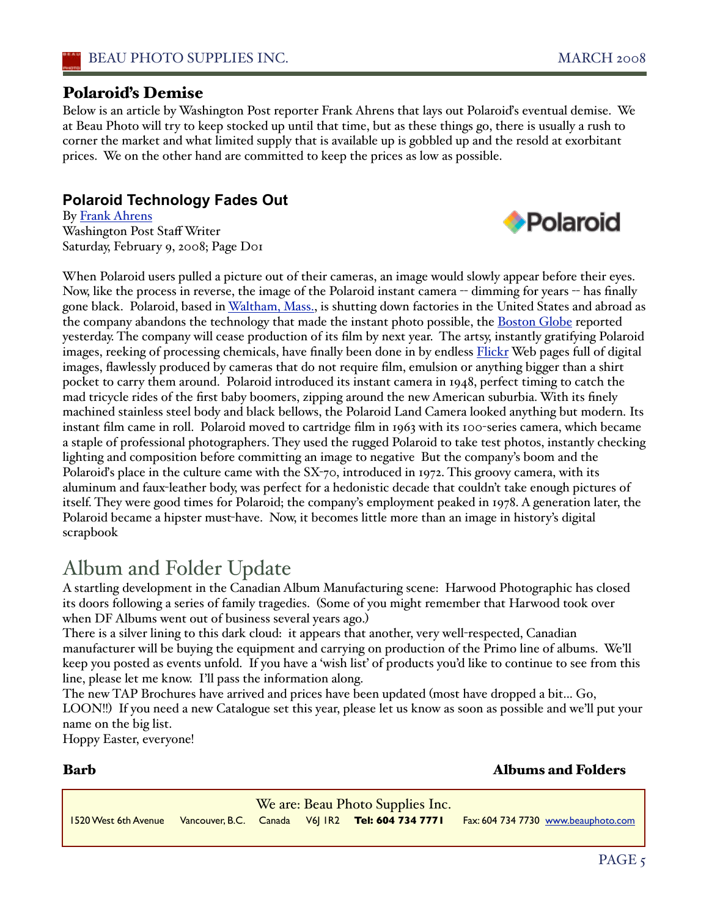## Polaroid's Demise

Below is an article by Washington Post reporter Frank Ahrens that lays out Polaroid's eventual demise. We at Beau Photo will try to keep stocked up until that time, but as these things go, there is usually a rush to corner the market and what limited supply that is available up is gobbled up and the resold at exorbitant prices. We on the other hand are committed to keep the prices as low as possible.

### Polaroid Technology Fades Out

By Frank Ahrens
Washington Post Staff Writer
Saturday, February 9, 2008; Page D01

When Polaroid users pulled a picture out of their cameras, an image would slowly appear before their eyes. Now, like the process in reverse, the image of the Polaroid instant camera -- dimming for years -- has finally gone black. Polaroid, based in Waltham, Mass., is shutting down factories in the United States and abroad as the company abandons the technology that made the instant photo possible, the Boston Globe reported yesterday. The company will cease production of its film by next year. The artsy, instantly gratifying Polaroid images, reeking of processing chemicals, have finally been done in by endless Flickr Web pages full of digital images, flawlessly produced by cameras that do not require film, emulsion or anything bigger than a shirt pocket to carry them around. Polaroid introduced its instant camera in 1948, perfect timing to catch the mad tricycle rides of the first baby boomers, zipping around the new American suburbia. With its finely machined stainless steel body and black bellows, the Polaroid Land Camera looked anything but modern. Its instant film came in roll. Polaroid moved to cartridge film in 1963 with its 100-series camera, which became a staple of professional photographers. They used the rugged Polaroid to take test photos, instantly checking lighting and composition before committing an image to negative But the company's boom and the Polaroid's place in the culture came with the SX-70, introduced in 1972. This groovy camera, with its aluminum and faux-leather body, was perfect for a hedonistic decade that couldn't take enough pictures of itself. They were good times for Polaroid; the company's employment peaked in 1978. A generation later, the Polaroid became a hipster must-have. Now, it becomes little more than an image in history's digital scrapbook

## Album and Folder Update

A startling development in the Canadian Album Manufacturing scene: Harwood Photographic has closed its doors following a series of family tragedies. (Some of you might remember that Harwood took over when DF Albums went out of business several years ago.)

There is a silver lining to this dark cloud: it appears that another, very well-respected, Canadian manufacturer will be buying the equipment and carrying on production of the Primo line of albums. We'll keep you posted as events unfold. If you have a 'wish list' of products you'd like to continue to see from this line, please let me know. I'll pass the information along.

The new TAP Brochures have arrived and prices have been updated (most have dropped a bit... Go, LOON!!) If you need a new Catalogue set this year, please let us know as soon as possible and we'll put your name on the big list.

Hoppy Easter, everyone!

**Barb** **Albums and Folders**

We are: Beau Photo Supplies Inc.
1520 West 6th Avenue Vancouver, B.C. Canada V6J 1R2 **Tel: 604 734 7771** Fax: 604 734 7730 www.beauphoto.com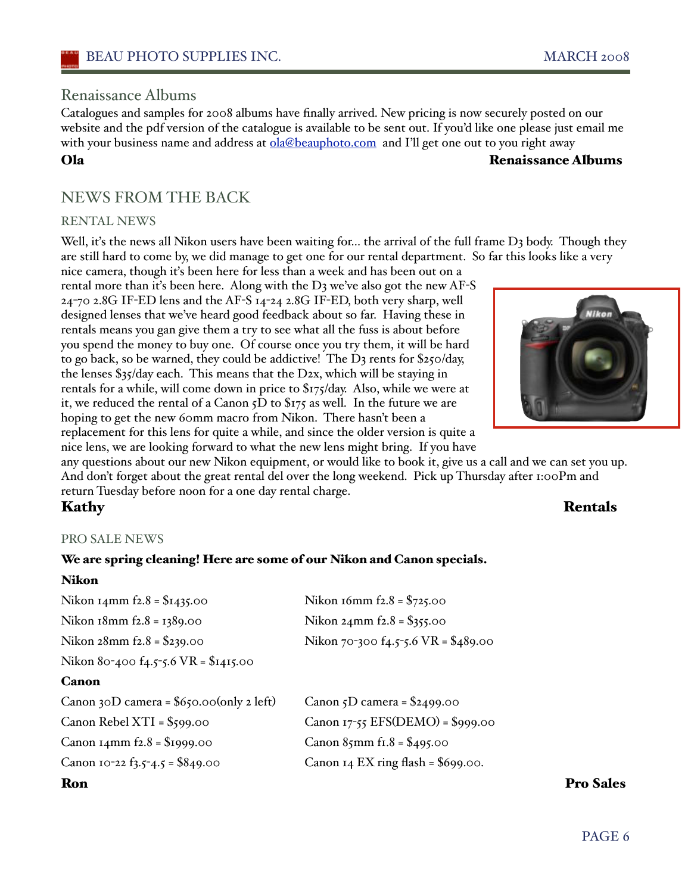## Renaissance Albums

Catalogues and samples for 2008 albums have finally arrived. New pricing is now securely posted on our website and the pdf version of the catalogue is available to be sent out. If you'd like one please just email me with your business name and address at ola@beauphoto.com and I'll get one out to you right away

**Ola** **Renaissance Albums**

# NEWS FROM THE BACK

### RENTAL NEWS

Well, it's the news all Nikon users have been waiting for... the arrival of the full frame D3 body. Though they are still hard to come by, we did manage to get one for our rental department. So far this looks like a very nice camera, though it's been here for less than a week and has been out on a rental more than it's been here. Along with the D3 we've also got the new AF-S 24-70 2.8G IF-ED lens and the AF-S 14-24 2.8G IF-ED, both very sharp, well designed lenses that we've heard good feedback about so far. Having these in rentals means you gan give them a try to see what all the fuss is about before you spend the money to buy one. Of course once you try them, it will be hard to go back, so be warned, they could be addictive! The D3 rents for $250/day, the lenses $35/day each. This means that the D2x, which will be staying in rentals for a while, will come down in price to $175/day. Also, while we were at it, we reduced the rental of a Canon 5D to $175 as well. In the future we are hoping to get the new 60mm macro from Nikon. There hasn't been a replacement for this lens for quite a while, and since the older version is quite a nice lens, we are looking forward to what the new lens might bring. If you have any questions about our new Nikon equipment, or would like to book it, give us a call and we can set you up. And don't forget about the great rental del over the long weekend. Pick up Thursday after 1:00Pm and return Tuesday before noon for a one day rental charge.

**Kathy** **Rentals**

### PRO SALE NEWS

**We are spring cleaning! Here are some of our Nikon and Canon specials.**

**Nikon**

Nikon 14mm f2.8 = $1435.00
Nikon 16mm f2.8 = $725.00
Nikon 18mm f2.8 = 1389.00
Nikon 24mm f2.8 = $355.00
Nikon 28mm f2.8 = $239.00
Nikon 70-300 f4.5-5.6 VR = $489.00
Nikon 80-400 f4.5-5.6 VR = $1415.00

**Canon**

Canon 30D camera = $650.00(only 2 left)
Canon 5D camera = $2499.00
Canon Rebel XTI = $599.00
Canon 17-55 EFS(DEMO) = $999.00
Canon 14mm f2.8 = $1999.00
Canon 85mm f1.8 = $495.00
Canon 10-22 f3.5-4.5 = $849.00
Canon 14 EX ring flash = $699.00.

**Ron** **Pro Sales**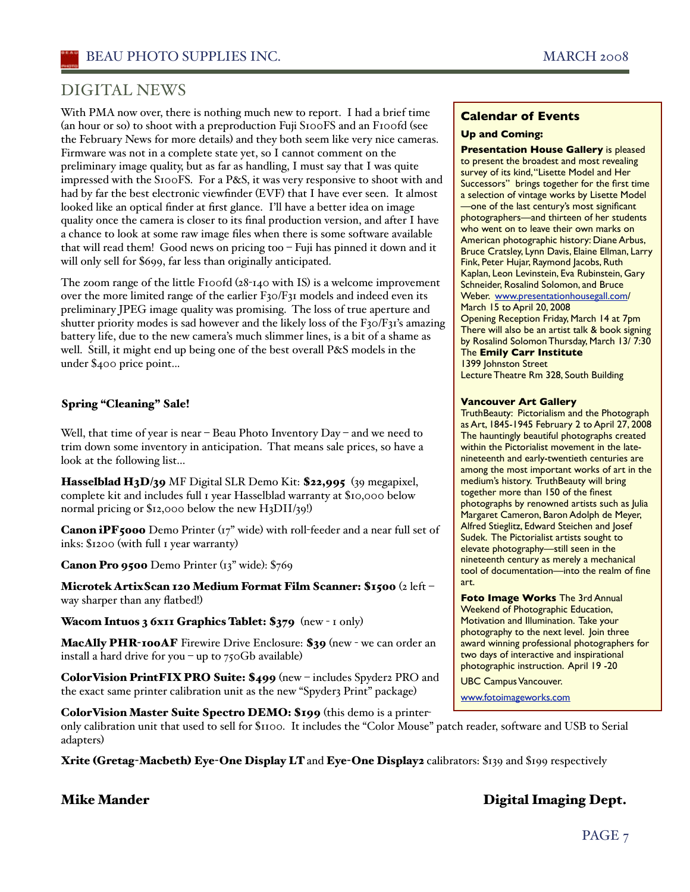# DIGITAL NEWS

With PMA now over, there is nothing much new to report. I had a brief time (an hour or so) to shoot with a preproduction Fuji S100FS and an F100fd (see the February News for more details) and they both seem like very nice cameras. Firmware was not in a complete state yet, so I cannot comment on the preliminary image quality, but as far as handling, I must say that I was quite impressed with the S100FS. For a P&S, it was very responsive to shoot with and had by far the best electronic viewfinder (EVF) that I have ever seen. It almost looked like an optical finder at first glance. I'll have a better idea on image quality once the camera is closer to its final production version, and after I have a chance to look at some raw image files when there is some software available that will read them! Good news on pricing too – Fuji has pinned it down and it will only sell for $699, far less than originally anticipated.

The zoom range of the little F100fd (28-140 with IS) is a welcome improvement over the more limited range of the earlier F30/F31 models and indeed even its preliminary JPEG image quality was promising. The loss of true aperture and shutter priority modes is sad however and the likely loss of the F30/F31's amazing battery life, due to the new camera's much slimmer lines, is a bit of a shame as well. Still, it might end up being one of the best overall P&S models in the under $400 price point...

### Spring "Cleaning" Sale!

Well, that time of year is near – Beau Photo Inventory Day – and we need to trim down some inventory in anticipation. That means sale prices, so have a look at the following list...

**Hasselblad H3D/39** MF Digital SLR Demo Kit: **$22,995** (39 megapixel, complete kit and includes full 1 year Hasselblad warranty at $10,000 below normal pricing or $12,000 below the new H3DII/39!)

**Canon iPF5000** Demo Printer (17" wide) with roll-feeder and a near full set of inks: $1200 (with full 1 year warranty)

**Canon Pro 9500** Demo Printer (13" wide): $769

**Microtek ArtixScan 120 Medium Format Film Scanner: $1500** (2 left – way sharper than any flatbed!)

**Wacom Intuos 3 6x11 Graphics Tablet: $379** (new - 1 only)

**MacAlly PHR-100AF** Firewire Drive Enclosure: **$39** (new - we can order an install a hard drive for you – up to 750Gb available)

**ColorVision PrintFIX PRO Suite: $499** (new – includes Spyder2 PRO and the exact same printer calibration unit as the new "Spyder3 Print" package)

**ColorVision Master Suite Spectro DEMO: $199** (this demo is a printer-only calibration unit that used to sell for $1100. It includes the "Color Mouse" patch reader, software and USB to Serial adapters)

**Xrite (Gretag-Macbeth) Eye-One Display LT** and **Eye-One Display2** calibrators: $139 and $199 respectively

**Mike Mander** — **Digital Imaging Dept.**

## Calendar of Events

**Up and Coming:**

**Presentation House Gallery** is pleased to present the broadest and most revealing survey of its kind, "Lisette Model and Her Successors" brings together for the first time a selection of vintage works by Lisette Model —one of the last century's most significant photographers—and thirteen of her students who went on to leave their own marks on American photographic history: Diane Arbus, Bruce Cratsley, Lynn Davis, Elaine Ellman, Larry Fink, Peter Hujar, Raymond Jacobs, Ruth Kaplan, Leon Levinstein, Eva Rubinstein, Gary Schneider, Rosalind Solomon, and Bruce Weber. www.presentationhousegall.com/
March 15 to April 20, 2008
Opening Reception Friday, March 14 at 7pm
There will also be an artist talk & book signing by Rosalind Solomon Thursday, March 13/ 7:30
The **Emily Carr Institute**
1399 Johnston Street
Lecture Theatre Rm 328, South Building

**Vancouver Art Gallery**
TruthBeauty: Pictorialism and the Photograph as Art, 1845-1945 February 2 to April 27, 2008
The hauntingly beautiful photographs created within the Pictorialist movement in the late-nineteenth and early-twentieth centuries are among the most important works of art in the medium's history. TruthBeauty will bring together more than 150 of the finest photographs by renowned artists such as Julia Margaret Cameron, Baron Adolph de Meyer, Alfred Stieglitz, Edward Steichen and Josef Sudek. The Pictorialist artists sought to elevate photography—still seen in the nineteenth century as merely a mechanical tool of documentation—into the realm of fine art.

**Foto Image Works** The 3rd Annual Weekend of Photographic Education, Motivation and Illumination. Take your photography to the next level. Join three award winning professional photographers for two days of interactive and inspirational photographic instruction. April 19 -20

UBC Campus Vancouver.

www.fotoimageworks.com